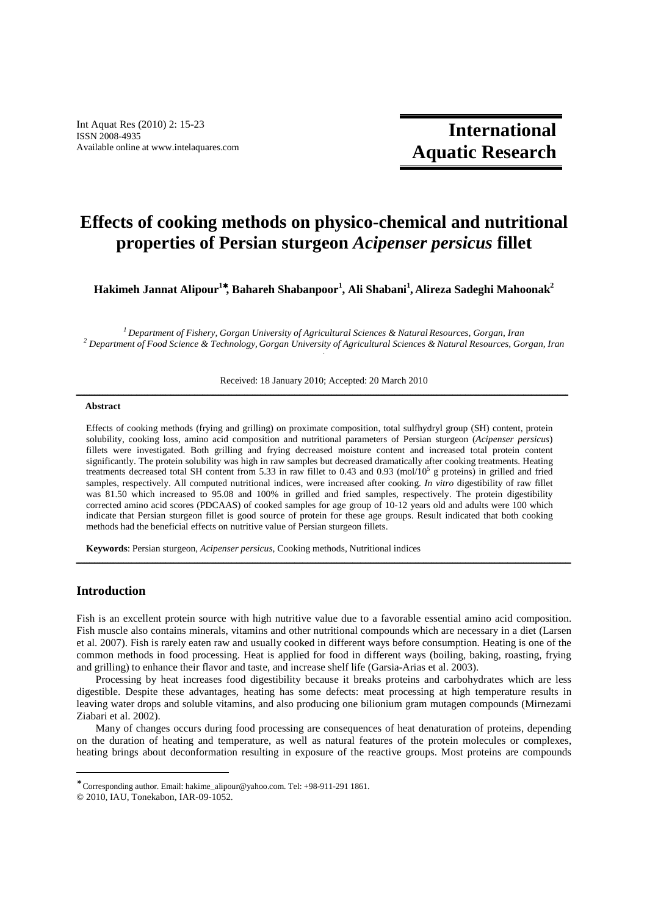Int Aquat Res (2010) 2: 15-23
ISSN 2008-4935
Available online at www.intelaquares.com

**International Aquatic Research**

# Effects of cooking methods on physico-chemical and nutritional properties of Persian sturgeon *Acipenser persicus* fillet

**Hakimeh Jannat Alipour[1]\*, Bahareh Shabanpoor[1], Ali Shabani[1], Alireza Sadeghi Mahoonak[2]**

*[1] Department of Fishery, Gorgan University of Agricultural Sciences & Natural Resources, Gorgan, Iran*
*[2] Department of Food Science & Technology, Gorgan University of Agricultural Sciences & Natural Resources, Gorgan, Iran*

Received: 18 January 2010; Accepted: 20 March 2010

---

**Abstract**

Effects of cooking methods (frying and grilling) on proximate composition, total sulfhydryl group (SH) content, protein solubility, cooking loss, amino acid composition and nutritional parameters of Persian sturgeon (*Acipenser persicus*) fillets were investigated. Both grilling and frying decreased moisture content and increased total protein content significantly. The protein solubility was high in raw samples but decreased dramatically after cooking treatments. Heating treatments decreased total SH content from 5.33 in raw fillet to 0.43 and 0.93 (mol/$10^5$ g proteins) in grilled and fried samples, respectively. All computed nutritional indices, were increased after cooking. *In vitro* digestibility of raw fillet was 81.50 which increased to 95.08 and 100% in grilled and fried samples, respectively. The protein digestibility corrected amino acid scores (PDCAAS) of cooked samples for age group of 10-12 years old and adults were 100 which indicate that Persian sturgeon fillet is good source of protein for these age groups. Result indicated that both cooking methods had the beneficial effects on nutritive value of Persian sturgeon fillets.

**Keywords**: Persian sturgeon, *Acipenser persicus*, Cooking methods, Nutritional indices

---

## Introduction

Fish is an excellent protein source with high nutritive value due to a favorable essential amino acid composition. Fish muscle also contains minerals, vitamins and other nutritional compounds which are necessary in a diet (Larsen et al. 2007). Fish is rarely eaten raw and usually cooked in different ways before consumption. Heating is one of the common methods in food processing. Heat is applied for food in different ways (boiling, baking, roasting, frying and grilling) to enhance their flavor and taste, and increase shelf life (Garsia-Arias et al. 2003).

Processing by heat increases food digestibility because it breaks proteins and carbohydrates which are less digestible. Despite these advantages, heating has some defects: meat processing at high temperature results in leaving water drops and soluble vitamins, and also producing one bilionium gram mutagen compounds (Mirnezami Ziabari et al. 2002).

Many of changes occurs during food processing are consequences of heat denaturation of proteins, depending on the duration of heating and temperature, as well as natural features of the protein molecules or complexes, heating brings about deconformation resulting in exposure of the reactive groups. Most proteins are compounds

---

\* Corresponding author. Email: hakime_alipour@yahoo.com. Tel: +98-911-291 1861.
© 2010, IAU, Tonekabon, IAR-09-1052.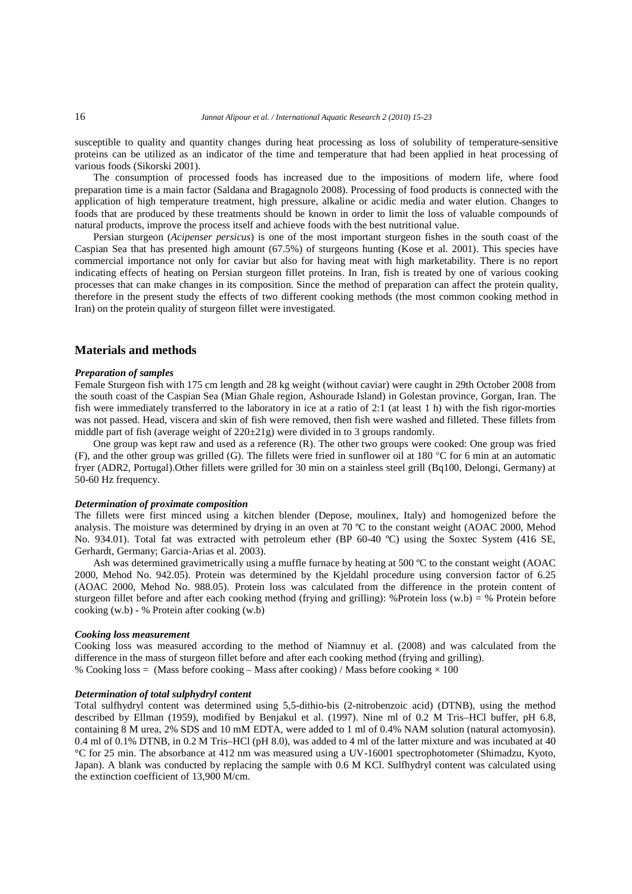susceptible to quality and quantity changes during heat processing as loss of solubility of temperature-sensitive proteins can be utilized as an indicator of the time and temperature that had been applied in heat processing of various foods (Sikorski 2001).

The consumption of processed foods has increased due to the impositions of modern life, where food preparation time is a main factor (Saldana and Bragagnolo 2008). Processing of food products is connected with the application of high temperature treatment, high pressure, alkaline or acidic media and water elution. Changes to foods that are produced by these treatments should be known in order to limit the loss of valuable compounds of natural products, improve the process itself and achieve foods with the best nutritional value.

Persian sturgeon (*Acipenser persicus*) is one of the most important sturgeon fishes in the south coast of the Caspian Sea that has presented high amount (67.5%) of sturgeons hunting (Kose et al. 2001). This species have commercial importance not only for caviar but also for having meat with high marketability. There is no report indicating effects of heating on Persian sturgeon fillet proteins. In Iran, fish is treated by one of various cooking processes that can make changes in its composition. Since the method of preparation can affect the protein quality, therefore in the present study the effects of two different cooking methods (the most common cooking method in Iran) on the protein quality of sturgeon fillet were investigated.

## Materials and methods

### *Preparation of samples*

Female Sturgeon fish with 175 cm length and 28 kg weight (without caviar) were caught in 29th October 2008 from the south coast of the Caspian Sea (Mian Ghale region, Ashourade Island) in Golestan province, Gorgan, Iran. The fish were immediately transferred to the laboratory in ice at a ratio of 2:1 (at least 1 h) with the fish rigor-morties was not passed. Head, viscera and skin of fish were removed, then fish were washed and filleted. These fillets from middle part of fish (average weight of 220±21g) were divided in to 3 groups randomly.

One group was kept raw and used as a reference (R). The other two groups were cooked: One group was fried (F), and the other group was grilled (G). The fillets were fried in sunflower oil at 180 °C for 6 min at an automatic fryer (ADR2, Portugal).Other fillets were grilled for 30 min on a stainless steel grill (Bq100, Delongi, Germany) at 50-60 Hz frequency.

### *Determination of proximate composition*

The fillets were first minced using a kitchen blender (Depose, moulinex, Italy) and homogenized before the analysis. The moisture was determined by drying in an oven at 70 ºC to the constant weight (AOAC 2000, Mehod No. 934.01). Total fat was extracted with petroleum ether (BP 60-40 ºC) using the Soxtec System (416 SE, Gerhardt, Germany; Garcia-Arias et al. 2003).

Ash was determined gravimetrically using a muffle furnace by heating at 500 ºC to the constant weight (AOAC 2000, Mehod No. 942.05). Protein was determined by the Kjeldahl procedure using conversion factor of 6.25 (AOAC 2000, Mehod No. 988.05). Protein loss was calculated from the difference in the protein content of sturgeon fillet before and after each cooking method (frying and grilling): %Protein loss (w.b) = % Protein before cooking (w.b) - % Protein after cooking (w.b)

### *Cooking loss measurement*

Cooking loss was measured according to the method of Niamnuy et al. (2008) and was calculated from the difference in the mass of sturgeon fillet before and after each cooking method (frying and grilling).

% Cooking loss = (Mass before cooking – Mass after cooking) / Mass before cooking × 100

### *Determination of total sulphydryl content*

Total sulfhydryl content was determined using 5,5-dithio-bis (2-nitrobenzoic acid) (DTNB), using the method described by Ellman (1959), modified by Benjakul et al. (1997). Nine ml of 0.2 M Tris–HCl buffer, pH 6.8, containing 8 M urea, 2% SDS and 10 mM EDTA, were added to 1 ml of 0.4% NAM solution (natural actomyosin). 0.4 ml of 0.1% DTNB, in 0.2 M Tris–HCl (pH 8.0), was added to 4 ml of the latter mixture and was incubated at 40 °C for 25 min. The absorbance at 412 nm was measured using a UV-16001 spectrophotometer (Shimadzu, Kyoto, Japan). A blank was conducted by replacing the sample with 0.6 M KCl. Sulfhydryl content was calculated using the extinction coefficient of 13,900 M/cm.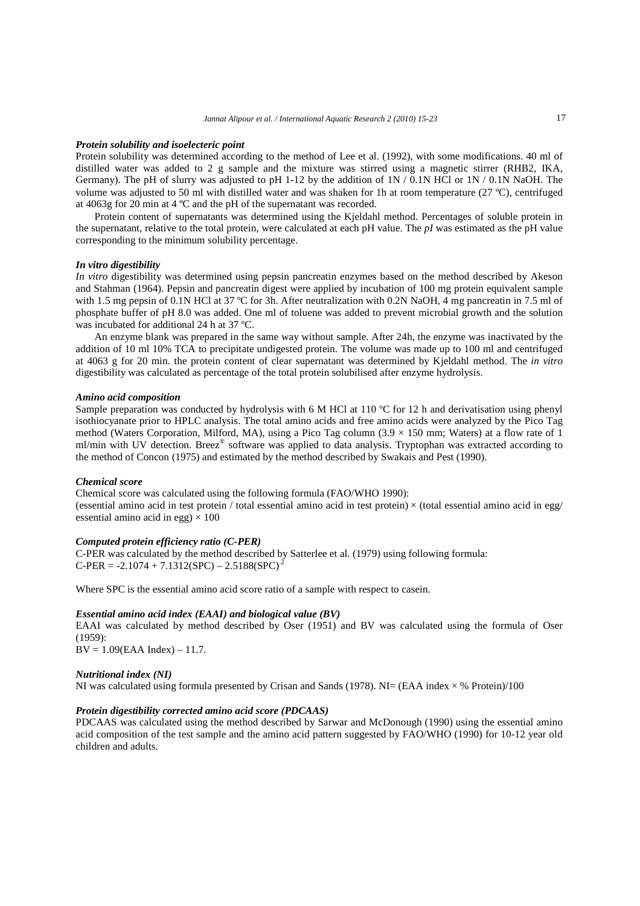### *Protein solubility and isoelecteric point*

Protein solubility was determined according to the method of Lee et al. (1992), with some modifications. 40 ml of distilled water was added to 2 g sample and the mixture was stirred using a magnetic stirrer (RHB2, IKA, Germany). The pH of slurry was adjusted to pH 1-12 by the addition of 1N / 0.1N HCl or 1N / 0.1N NaOH. The volume was adjusted to 50 ml with distilled water and was shaken for 1h at room temperature (27 ºC), centrifuged at 4063g for 20 min at 4 ºC and the pH of the supernatant was recorded.

Protein content of supernatants was determined using the Kjeldahl method. Percentages of soluble protein in the supernatant, relative to the total protein, were calculated at each pH value. The *pI* was estimated as the pH value corresponding to the minimum solubility percentage.

### *In vitro digestibility*

*In vitro* digestibility was determined using pepsin pancreatin enzymes based on the method described by Akeson and Stahman (1964). Pepsin and pancreatin digest were applied by incubation of 100 mg protein equivalent sample with 1.5 mg pepsin of 0.1N HCl at 37 ºC for 3h. After neutralization with 0.2N NaOH, 4 mg pancreatin in 7.5 ml of phosphate buffer of pH 8.0 was added. One ml of toluene was added to prevent microbial growth and the solution was incubated for additional 24 h at 37 ºC.

An enzyme blank was prepared in the same way without sample. After 24h, the enzyme was inactivated by the addition of 10 ml 10% TCA to precipitate undigested protein. The volume was made up to 100 ml and centrifuged at 4063 g for 20 min. the protein content of clear supernatant was determined by Kjeldahl method. The *in vitro* digestibility was calculated as percentage of the total protein solubilised after enzyme hydrolysis.

### *Amino acid composition*

Sample preparation was conducted by hydrolysis with 6 M HCl at 110 ºC for 12 h and derivatisation using phenyl isothiocyanate prior to HPLC analysis. The total amino acids and free amino acids were analyzed by the Pico Tag method (Waters Corporation, Milford, MA), using a Pico Tag column (3.9 × 150 mm; Waters) at a flow rate of 1 ml/min with UV detection. Breez® software was applied to data analysis. Tryptophan was extracted according to the method of Concon (1975) and estimated by the method described by Swakais and Pest (1990).

### *Chemical score*

Chemical score was calculated using the following formula (FAO/WHO 1990):

(essential amino acid in test protein / total essential amino acid in test protein) × (total essential amino acid in egg/ essential amino acid in egg) × 100

### *Computed protein efficiency ratio (C-PER)*

C-PER was calculated by the method described by Satterlee et al. (1979) using following formula:

$$\text{C-PER} = -2.1074 + 7.1312(\text{SPC}) - 2.5188(\text{SPC})^2$$

Where SPC is the essential amino acid score ratio of a sample with respect to casein.

### *Essential amino acid index (EAAI) and biological value (BV)*

EAAI was calculated by method described by Oser (1951) and BV was calculated using the formula of Oser (1959):

$$\text{BV} = 1.09(\text{EAA Index}) - 11.7.$$

### *Nutritional index (NI)*

NI was calculated using formula presented by Crisan and Sands (1978). $\text{NI} = (\text{EAA index} \times \%\ \text{Protein})/100$

### *Protein digestibility corrected amino acid score (PDCAAS)*

PDCAAS was calculated using the method described by Sarwar and McDonough (1990) using the essential amino acid composition of the test sample and the amino acid pattern suggested by FAO/WHO (1990) for 10-12 year old children and adults.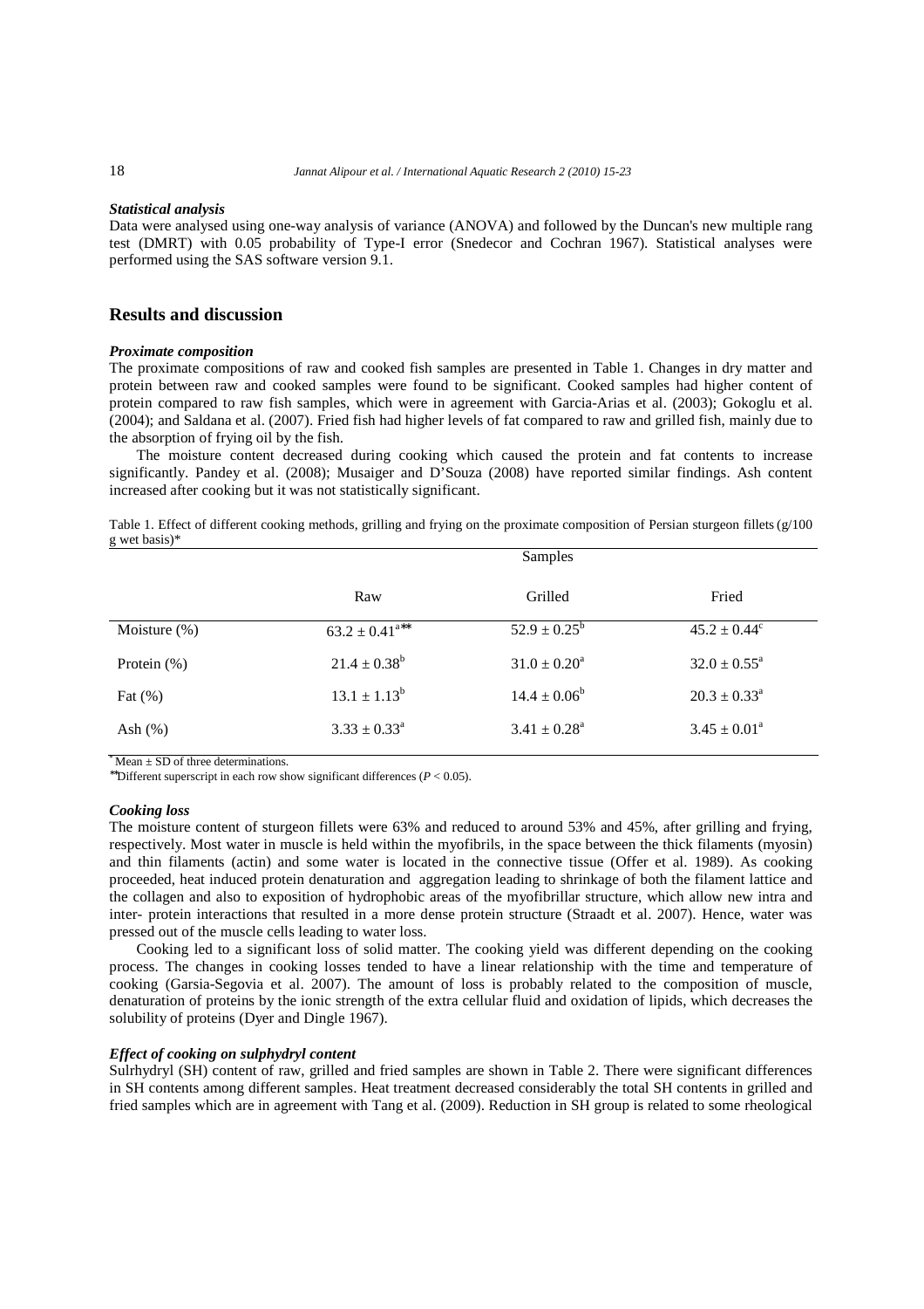### *Statistical analysis*

Data were analysed using one-way analysis of variance (ANOVA) and followed by the Duncan's new multiple rang test (DMRT) with 0.05 probability of Type-I error (Snedecor and Cochran 1967). Statistical analyses were performed using the SAS software version 9.1.

## Results and discussion

### *Proximate composition*

The proximate compositions of raw and cooked fish samples are presented in Table 1. Changes in dry matter and protein between raw and cooked samples were found to be significant. Cooked samples had higher content of protein compared to raw fish samples, which were in agreement with Garcia-Arias et al. (2003); Gokoglu et al. (2004); and Saldana et al. (2007). Fried fish had higher levels of fat compared to raw and grilled fish, mainly due to the absorption of frying oil by the fish.

The moisture content decreased during cooking which caused the protein and fat contents to increase significantly. Pandey et al. (2008); Musaiger and D'Souza (2008) have reported similar findings. Ash content increased after cooking but it was not statistically significant.

Table 1. Effect of different cooking methods, grilling and frying on the proximate composition of Persian sturgeon fillets (g/100 g wet basis)*

| | Samples | | |
|---|---|---|---|
| | Raw | Grilled | Fried |
| Moisture (%) | $63.2 \pm 0.41^{a**}$ | $52.9 \pm 0.25^{b}$ | $45.2 \pm 0.44^{c}$ |
| Protein (%) | $21.4 \pm 0.38^{b}$ | $31.0 \pm 0.20^{a}$ | $32.0 \pm 0.55^{a}$ |
| Fat (%) | $13.1 \pm 1.13^{b}$ | $14.4 \pm 0.06^{b}$ | $20.3 \pm 0.33^{a}$ |
| Ash (%) | $3.33 \pm 0.33^{a}$ | $3.41 \pm 0.28^{a}$ | $3.45 \pm 0.01^{a}$ |

\* Mean ± SD of three determinations.

\*\*Different superscript in each row show significant differences ($P < 0.05$).

### *Cooking loss*

The moisture content of sturgeon fillets were 63% and reduced to around 53% and 45%, after grilling and frying, respectively. Most water in muscle is held within the myofibrils, in the space between the thick filaments (myosin) and thin filaments (actin) and some water is located in the connective tissue (Offer et al. 1989). As cooking proceeded, heat induced protein denaturation and aggregation leading to shrinkage of both the filament lattice and the collagen and also to exposition of hydrophobic areas of the myofibrillar structure, which allow new intra and inter- protein interactions that resulted in a more dense protein structure (Straadt et al. 2007). Hence, water was pressed out of the muscle cells leading to water loss.

Cooking led to a significant loss of solid matter. The cooking yield was different depending on the cooking process. The changes in cooking losses tended to have a linear relationship with the time and temperature of cooking (Garsia-Segovia et al. 2007). The amount of loss is probably related to the composition of muscle, denaturation of proteins by the ionic strength of the extra cellular fluid and oxidation of lipids, which decreases the solubility of proteins (Dyer and Dingle 1967).

### *Effect of cooking on sulphydryl content*

Sulrhydryl (SH) content of raw, grilled and fried samples are shown in Table 2. There were significant differences in SH contents among different samples. Heat treatment decreased considerably the total SH contents in grilled and fried samples which are in agreement with Tang et al. (2009). Reduction in SH group is related to some rheological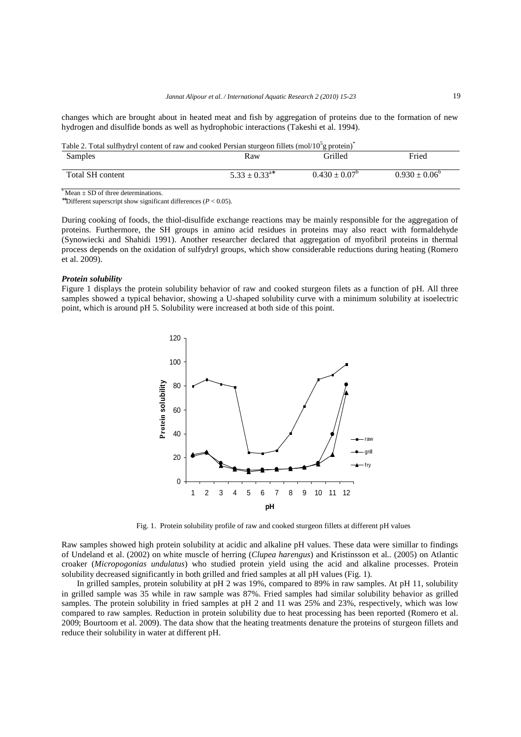changes which are brought about in heated meat and fish by aggregation of proteins due to the formation of new hydrogen and disulfide bonds as well as hydrophobic interactions (Takeshi et al. 1994).

Table 2. Total sulfhydryl content of raw and cooked Persian sturgeon fillets (mol/$10^5$g protein)*

| Samples | Raw | Grilled | Fried |
|---|---|---|---|
| Total SH content | $5.33 \pm 0.33^{a**}$ | $0.430 \pm 0.07^{b}$ | $0.930 \pm 0.06^{b}$ |

* Mean ± SD of three determinations.
** Different superscript show significant differences ($P < 0.05$).

During cooking of foods, the thiol-disulfide exchange reactions may be mainly responsible for the aggregation of proteins. Furthermore, the SH groups in amino acid residues in proteins may also react with formaldehyde (Synowiecki and Shahidi 1991). Another researcher declared that aggregation of myofibril proteins in thermal process depends on the oxidation of sulfydryl groups, which show considerable reductions during heating (Romero et al. 2009).

### *Protein solubility*

Figure 1 displays the protein solubility behavior of raw and cooked sturgeon filets as a function of pH. All three samples showed a typical behavior, showing a U-shaped solubility curve with a minimum solubility at isoelectric point, which is around pH 5. Solubility were increased at both side of this point.

Fig. 1. Protein solubility profile of raw and cooked sturgeon fillets at different pH values

Raw samples showed high protein solubility at acidic and alkaline pH values. These data were simillar to findings of Undeland et al. (2002) on white muscle of herring (*Clupea harengus*) and Kristinsson et al.. (2005) on Atlantic croaker (*Micropogonias undulatus*) who studied protein yield using the acid and alkaline processes. Protein solubility decreased significantly in both grilled and fried samples at all pH values (Fig. 1).

In grilled samples, protein solubility at pH 2 was 19%, compared to 89% in raw samples. At pH 11, solubility in grilled sample was 35 while in raw sample was 87%. Fried samples had similar solubility behavior as grilled samples. The protein solubility in fried samples at pH 2 and 11 was 25% and 23%, respectively, which was low compared to raw samples. Reduction in protein solubility due to heat processing has been reported (Romero et al. 2009; Bourtoom et al. 2009). The data show that the heating treatments denature the proteins of sturgeon fillets and reduce their solubility in water at different pH.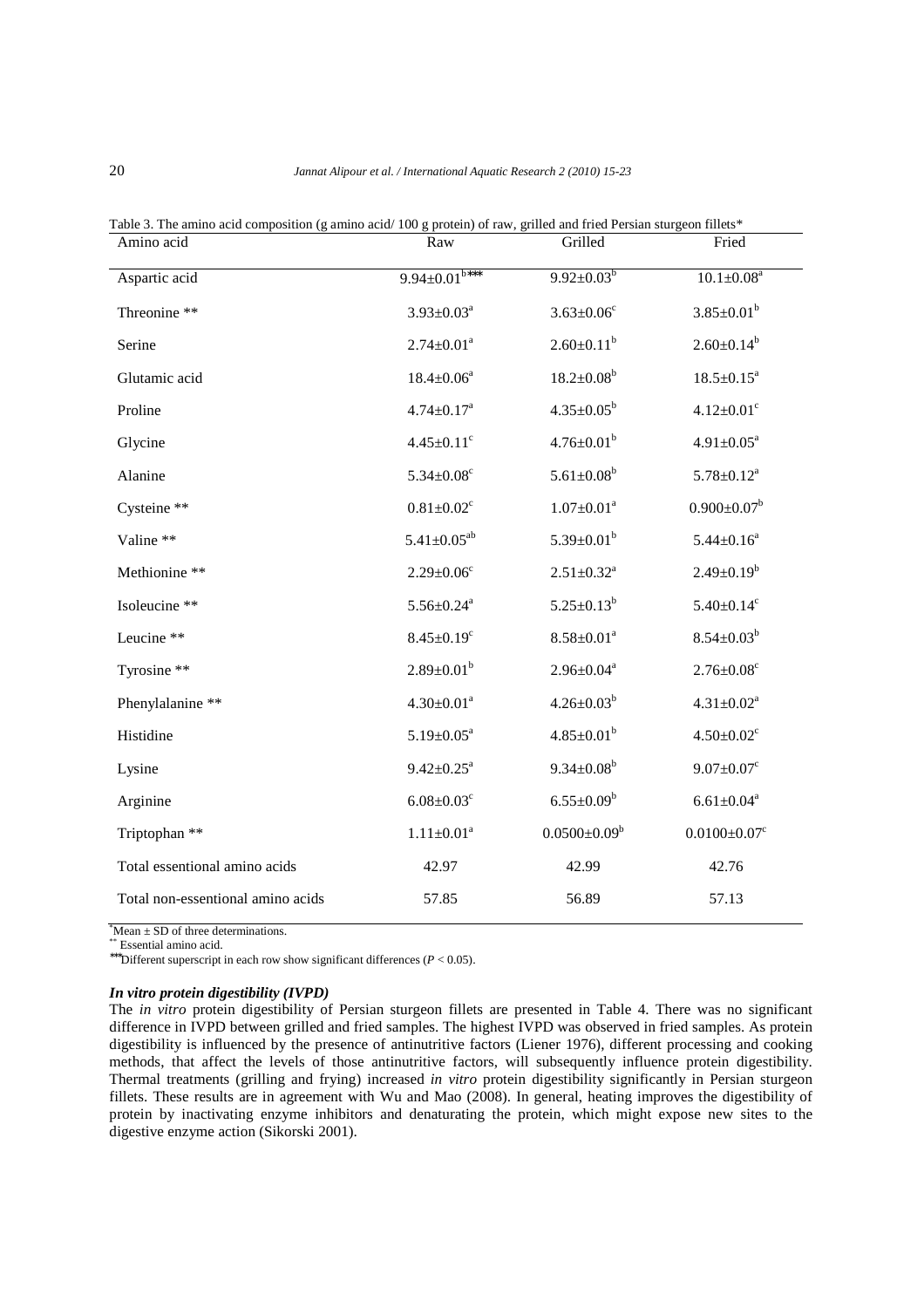Table 3. The amino acid composition (g amino acid/ 100 g protein) of raw, grilled and fried Persian sturgeon fillets*

| Amino acid | Raw | Grilled | Fried |
|---|---|---|---|
| Aspartic acid | $9.94±0.01^{b***}$ | $9.92±0.03^{b}$ | $10.1±0.08^{a}$ |
| Threonine ** | $3.93±0.03^{a}$ | $3.63±0.06^{c}$ | $3.85±0.01^{b}$ |
| Serine | $2.74±0.01^{a}$ | $2.60±0.11^{b}$ | $2.60±0.14^{b}$ |
| Glutamic acid | $18.4±0.06^{a}$ | $18.2±0.08^{b}$ | $18.5±0.15^{a}$ |
| Proline | $4.74±0.17^{a}$ | $4.35±0.05^{b}$ | $4.12±0.01^{c}$ |
| Glycine | $4.45±0.11^{c}$ | $4.76±0.01^{b}$ | $4.91±0.05^{a}$ |
| Alanine | $5.34±0.08^{c}$ | $5.61±0.08^{b}$ | $5.78±0.12^{a}$ |
| Cysteine ** | $0.81±0.02^{c}$ | $1.07±0.01^{a}$ | $0.900±0.07^{b}$ |
| Valine ** | $5.41±0.05^{ab}$ | $5.39±0.01^{b}$ | $5.44±0.16^{a}$ |
| Methionine ** | $2.29±0.06^{c}$ | $2.51±0.32^{a}$ | $2.49±0.19^{b}$ |
| Isoleucine ** | $5.56±0.24^{a}$ | $5.25±0.13^{b}$ | $5.40±0.14^{c}$ |
| Leucine ** | $8.45±0.19^{c}$ | $8.58±0.01^{a}$ | $8.54±0.03^{b}$ |
| Tyrosine ** | $2.89±0.01^{b}$ | $2.96±0.04^{a}$ | $2.76±0.08^{c}$ |
| Phenylalanine ** | $4.30±0.01^{a}$ | $4.26±0.03^{b}$ | $4.31±0.02^{a}$ |
| Histidine | $5.19±0.05^{a}$ | $4.85±0.01^{b}$ | $4.50±0.02^{c}$ |
| Lysine | $9.42±0.25^{a}$ | $9.34±0.08^{b}$ | $9.07±0.07^{c}$ |
| Arginine | $6.08±0.03^{c}$ | $6.55±0.09^{b}$ | $6.61±0.04^{a}$ |
| Triptophan ** | $1.11±0.01^{a}$ | $0.0500±0.09^{b}$ | $0.0100±0.07^{c}$ |
| Total essentional amino acids | 42.97 | 42.99 | 42.76 |
| Total non-essentional amino acids | 57.85 | 56.89 | 57.13 |

*Mean ± SD of three determinations.
** Essential amino acid.
***Different superscript in each row show significant differences ($P < 0.05$).

### *In vitro protein digestibility (IVPD)*

The *in vitro* protein digestibility of Persian sturgeon fillets are presented in Table 4. There was no significant difference in IVPD between grilled and fried samples. The highest IVPD was observed in fried samples. As protein digestibility is influenced by the presence of antinutritive factors (Liener 1976), different processing and cooking methods, that affect the levels of those antinutritive factors, will subsequently influence protein digestibility. Thermal treatments (grilling and frying) increased *in vitro* protein digestibility significantly in Persian sturgeon fillets. These results are in agreement with Wu and Mao (2008). In general, heating improves the digestibility of protein by inactivating enzyme inhibitors and denaturating the protein, which might expose new sites to the digestive enzyme action (Sikorski 2001).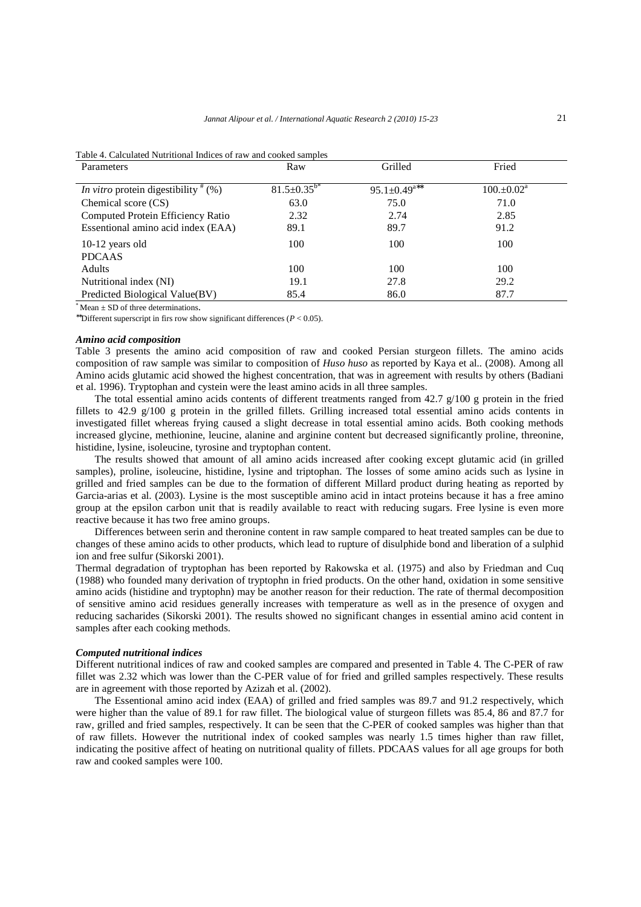Table 4. Calculated Nutritional Indices of raw and cooked samples

| Parameters | Raw | Grilled | Fried |
|---|---|---|---|
| *In vitro* protein digestibility [#] (%) | 81.5±0.35[b*] | 95.1±0.49[a**] | 100.±0.02[a] |
| Chemical score (CS) | 63.0 | 75.0 | 71.0 |
| Computed Protein Efficiency Ratio | 2.32 | 2.74 | 2.85 |
| Essentional amino acid index (EAA) | 89.1 | 89.7 | 91.2 |
| 10-12 years old | 100 | 100 | 100 |
| PDCAAS | | | |
| Adults | 100 | 100 | 100 |
| Nutritional index (NI) | 19.1 | 27.8 | 29.2 |
| Predicted Biological Value(BV) | 85.4 | 86.0 | 87.7 |

[*] Mean ± SD of three determinations.

[**]Different superscript in firs row show significant differences ($P < 0.05$).

### *Amino acid composition*

Table 3 presents the amino acid composition of raw and cooked Persian sturgeon fillets. The amino acids composition of raw sample was similar to composition of *Huso huso* as reported by Kaya et al.. (2008). Among all Amino acids glutamic acid showed the highest concentration, that was in agreement with results by others (Badiani et al. 1996). Tryptophan and cystein were the least amino acids in all three samples.

The total essential amino acids contents of different treatments ranged from 42.7 g/100 g protein in the fried fillets to 42.9 g/100 g protein in the grilled fillets. Grilling increased total essential amino acids contents in investigated fillet whereas frying caused a slight decrease in total essential amino acids. Both cooking methods increased glycine, methionine, leucine, alanine and arginine content but decreased significantly proline, threonine, histidine, lysine, isoleucine, tyrosine and tryptophan content.

The results showed that amount of all amino acids increased after cooking except glutamic acid (in grilled samples), proline, isoleucine, histidine, lysine and triptophan. The losses of some amino acids such as lysine in grilled and fried samples can be due to the formation of different Millard product during heating as reported by Garcia-arias et al. (2003). Lysine is the most susceptible amino acid in intact proteins because it has a free amino group at the epsilon carbon unit that is readily available to react with reducing sugars. Free lysine is even more reactive because it has two free amino groups.

Differences between serin and theronine content in raw sample compared to heat treated samples can be due to changes of these amino acids to other products, which lead to rupture of disulphide bond and liberation of a sulphid ion and free sulfur (Sikorski 2001).

Thermal degradation of tryptophan has been reported by Rakowska et al. (1975) and also by Friedman and Cuq (1988) who founded many derivation of tryptophn in fried products. On the other hand, oxidation in some sensitive amino acids (histidine and tryptophn) may be another reason for their reduction. The rate of thermal decomposition of sensitive amino acid residues generally increases with temperature as well as in the presence of oxygen and reducing sacharides (Sikorski 2001). The results showed no significant changes in essential amino acid content in samples after each cooking methods.

### *Computed nutritional indices*

Different nutritional indices of raw and cooked samples are compared and presented in Table 4. The C-PER of raw fillet was 2.32 which was lower than the C-PER value of for fried and grilled samples respectively. These results are in agreement with those reported by Azizah et al. (2002).

The Essentional amino acid index (EAA) of grilled and fried samples was 89.7 and 91.2 respectively, which were higher than the value of 89.1 for raw fillet. The biological value of sturgeon fillets was 85.4, 86 and 87.7 for raw, grilled and fried samples, respectively. It can be seen that the C-PER of cooked samples was higher than that of raw fillets. However the nutritional index of cooked samples was nearly 1.5 times higher than raw fillet, indicating the positive affect of heating on nutritional quality of fillets. PDCAAS values for all age groups for both raw and cooked samples were 100.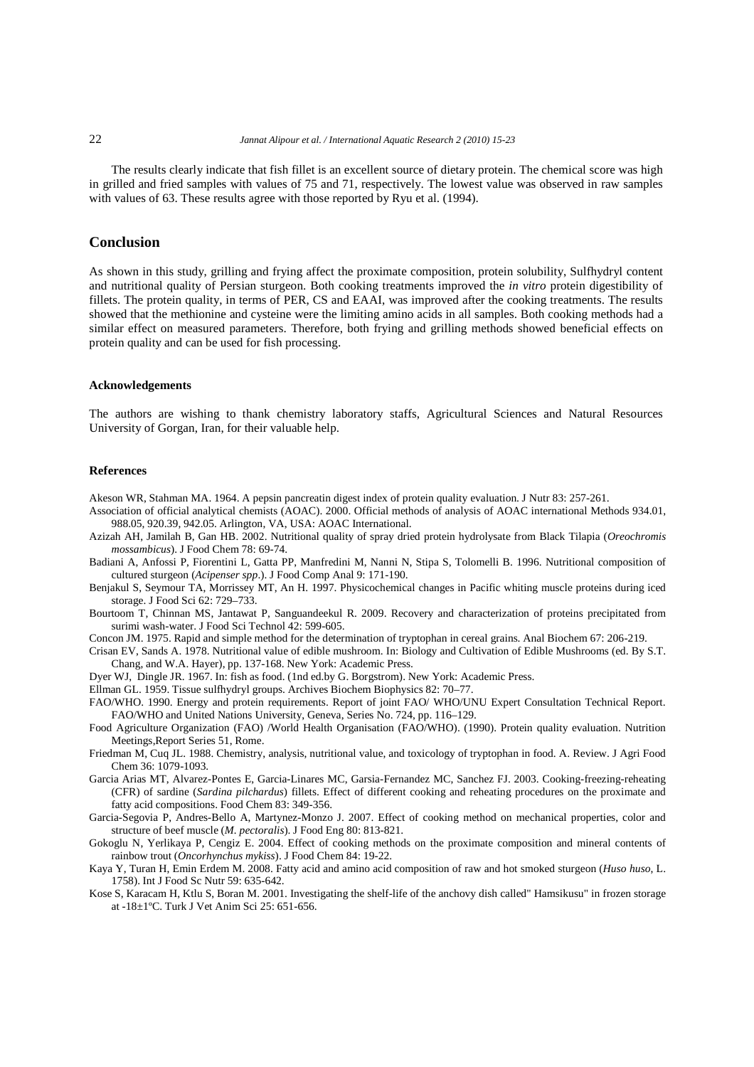The results clearly indicate that fish fillet is an excellent source of dietary protein. The chemical score was high in grilled and fried samples with values of 75 and 71, respectively. The lowest value was observed in raw samples with values of 63. These results agree with those reported by Ryu et al. (1994).

## Conclusion

As shown in this study, grilling and frying affect the proximate composition, protein solubility, Sulfhydryl content and nutritional quality of Persian sturgeon. Both cooking treatments improved the *in vitro* protein digestibility of fillets. The protein quality, in terms of PER, CS and EAAI, was improved after the cooking treatments. The results showed that the methionine and cysteine were the limiting amino acids in all samples. Both cooking methods had a similar effect on measured parameters. Therefore, both frying and grilling methods showed beneficial effects on protein quality and can be used for fish processing.

### Acknowledgements

The authors are wishing to thank chemistry laboratory staffs, Agricultural Sciences and Natural Resources University of Gorgan, Iran, for their valuable help.

### References

Akeson WR, Stahman MA. 1964. A pepsin pancreatin digest index of protein quality evaluation. J Nutr 83: 257-261.

Association of official analytical chemists (AOAC). 2000. Official methods of analysis of AOAC international Methods 934.01, 988.05, 920.39, 942.05. Arlington, VA, USA: AOAC International.

Azizah AH, Jamilah B, Gan HB. 2002. Nutritional quality of spray dried protein hydrolysate from Black Tilapia (*Oreochromis mossambicus*). J Food Chem 78: 69-74.

Badiani A, Anfossi P, Fiorentini L, Gatta PP, Manfredini M, Nanni N, Stipa S, Tolomelli B. 1996. Nutritional composition of cultured sturgeon (*Acipenser spp*.). J Food Comp Anal 9: 171-190.

Benjakul S, Seymour TA, Morrissey MT, An H. 1997. Physicochemical changes in Pacific whiting muscle proteins during iced storage. J Food Sci 62: 729–733.

Bourtoom T, Chinnan MS, Jantawat P, Sanguandeekul R. 2009. Recovery and characterization of proteins precipitated from surimi wash-water. J Food Sci Technol 42: 599-605.

Concon JM. 1975. Rapid and simple method for the determination of tryptophan in cereal grains. Anal Biochem 67: 206-219.

Crisan EV, Sands A. 1978. Nutritional value of edible mushroom. In: Biology and Cultivation of Edible Mushrooms (ed. By S.T. Chang, and W.A. Hayer), pp. 137-168. New York: Academic Press.

Dyer WJ, Dingle JR. 1967. In: fish as food. (1nd ed.by G. Borgstrom). New York: Academic Press.

Ellman GL. 1959. Tissue sulfhydryl groups. Archives Biochem Biophysics 82: 70–77.

FAO/WHO. 1990. Energy and protein requirements. Report of joint FAO/ WHO/UNU Expert Consultation Technical Report. FAO/WHO and United Nations University, Geneva, Series No. 724, pp. 116–129.

Food Agriculture Organization (FAO) /World Health Organisation (FAO/WHO). (1990). Protein quality evaluation. Nutrition Meetings,Report Series 51, Rome.

Friedman M, Cuq JL. 1988. Chemistry, analysis, nutritional value, and toxicology of tryptophan in food. A. Review. J Agri Food Chem 36: 1079-1093.

Garcia Arias MT, Alvarez-Pontes E, Garcia-Linares MC, Garsia-Fernandez MC, Sanchez FJ. 2003. Cooking-freezing-reheating (CFR) of sardine (*Sardina pilchardus*) fillets. Effect of different cooking and reheating procedures on the proximate and fatty acid compositions. Food Chem 83: 349-356.

Garcia-Segovia P, Andres-Bello A, Martynez-Monzo J. 2007. Effect of cooking method on mechanical properties, color and structure of beef muscle (*M. pectoralis*). J Food Eng 80: 813-821.

Gokoglu N, Yerlikaya P, Cengiz E. 2004. Effect of cooking methods on the proximate composition and mineral contents of rainbow trout (*Oncorhynchus mykiss*). J Food Chem 84: 19-22.

Kaya Y, Turan H, Emin Erdem M. 2008. Fatty acid and amino acid composition of raw and hot smoked sturgeon (*Huso huso*, L. 1758). Int J Food Sc Nutr 59: 635-642.

Kose S, Karacam H, Ktlu S, Boran M. 2001. Investigating the shelf-life of the anchovy dish called" Hamsikusu" in frozen storage at -18±1ºC. Turk J Vet Anim Sci 25: 651-656.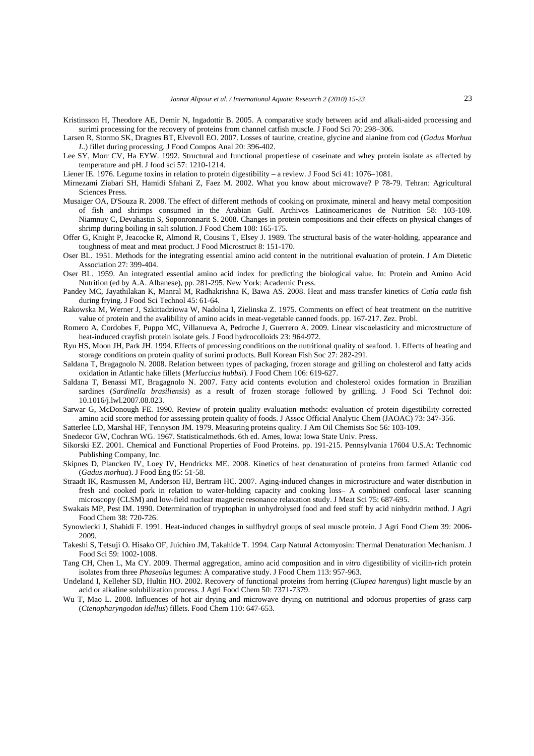Kristinsson H, Theodore AE, Demir N, Ingadottir B. 2005. A comparative study between acid and alkali-aided processing and surimi processing for the recovery of proteins from channel catfish muscle. J Food Sci 70: 298–306.

Larsen R, Stormo SK, Dragnes BT, Elvevoll EO. 2007. Losses of taurine, creatine, glycine and alanine from cod (*Gadus Morhua L.*) fillet during processing. J Food Compos Anal 20: 396-402.

Lee SY, Morr CV, Ha EYW. 1992. Structural and functional propertiese of caseinate and whey protein isolate as affected by temperature and pH. J food sci 57: 1210-1214.

Liener IE. 1976. Legume toxins in relation to protein digestibility – a review. J Food Sci 41: 1076–1081.

Mirnezami Ziabari SH, Hamidi Sfahani Z, Faez M. 2002. What you know about microwave? P 78-79. Tehran: Agricultural Sciences Press.

Musaiger OA, D'Souza R. 2008. The effect of different methods of cooking on proximate, mineral and heavy metal composition of fish and shrimps consumed in the Arabian Gulf. Archivos Latinoamericanos de Nutrition 58: 103-109. Niamnuy C, Devahastin S, Soponronnarit S. 2008. Changes in protein compositions and their effects on physical changes of shrimp during boiling in salt solution. J Food Chem 108: 165-175.

Offer G, Knight P, Jeacocke R, Almond R, Cousins T, Elsey J. 1989. The structural basis of the water-holding, appearance and toughness of meat and meat product. J Food Microstruct 8: 151-170.

Oser BL. 1951. Methods for the integrating essential amino acid content in the nutritional evaluation of protein. J Am Dietetic Association 27: 399-404.

Oser BL. 1959. An integrated essential amino acid index for predicting the biological value. In: Protein and Amino Acid Nutrition (ed by A.A. Albanese), pp. 281-295. New York: Academic Press.

Pandey MC, Jayathilakan K, Manral M, Radhakrishna K, Bawa AS. 2008. Heat and mass transfer kinetics of *Catla catla* fish during frying. J Food Sci Technol 45: 61-64.

Rakowska M, Werner J, Szkittadziowa W, Nadolna I, Zielinska Z. 1975. Comments on effect of heat treatment on the nutritive value of protein and the avalibility of amino acids in meat-vegetable canned foods. pp. 167-217. Zez. Probl.

Romero A, Cordobes F, Puppo MC, Villanueva A, Pedroche J, Guerrero A. 2009. Linear viscoelasticity and microstructure of heat-induced crayfish protein isolate gels. J Food hydrocolloids 23: 964-972.

Ryu HS, Moon JH, Park JH. 1994. Effects of processing conditions on the nutritional quality of seafood. 1. Effects of heating and storage conditions on protein quality of surimi products. Bull Korean Fish Soc 27: 282-291.

Saldana T, Bragagnolo N. 2008. Relation between types of packaging, frozen storage and grilling on cholesterol and fatty acids oxidation in Atlantic hake fillets (*Merluccius hubbsi*). J Food Chem 106: 619-627.

Saldana T, Benassi MT, Bragagnolo N. 2007. Fatty acid contents evolution and cholesterol oxides formation in Brazilian sardines (*Sardinella brasiliensis*) as a result of frozen storage followed by grilling. J Food Sci Technol doi: 10.1016/j.lwl.2007.08.023.

Sarwar G, McDonough FE. 1990. Review of protein quality evaluation methods: evaluation of protein digestibility corrected amino acid score method for assessing protein quality of foods. J Assoc Official Analytic Chem (JAOAC) 73: 347-356.

Satterlee LD, Marshal HF, Tennyson JM. 1979. Measuring proteins quality. J Am Oil Chemists Soc 56: 103-109.

Snedecor GW, Cochran WG. 1967. Statisticalmethods. 6th ed. Ames, Iowa: Iowa State Univ. Press.

Sikorski EZ. 2001. Chemical and Functional Properties of Food Proteins. pp. 191-215. Pennsylvania 17604 U.S.A: Technomic Publishing Company, Inc.

Skipnes D, Plancken IV, Loey IV, Hendrickx ME. 2008. Kinetics of heat denaturation of proteins from farmed Atlantic cod (*Gadus morhua*). J Food Eng 85: 51-58.

Straadt IK, Rasmussen M, Anderson HJ, Bertram HC. 2007. Aging-induced changes in microstructure and water distribution in fresh and cooked pork in relation to water-holding capacity and cooking loss– A combined confocal laser scanning microscopy (CLSM) and low-field nuclear magnetic resonance relaxation study. J Meat Sci 75: 687-695.

Swakais MP, Pest IM. 1990. Determination of tryptophan in unhydrolysed food and feed stuff by acid ninhydrin method. J Agri Food Chem 38: 720-726.

Synowiecki J, Shahidi F. 1991. Heat-induced changes in sulfhydryl groups of seal muscle protein. J Agri Food Chem 39: 2006-2009.

Takeshi S, Tetsuji O. Hisako OF, Juichiro JM, Takahide T. 1994. Carp Natural Actomyosin: Thermal Denaturation Mechanism. J Food Sci 59: 1002-1008.

Tang CH, Chen L, Ma CY. 2009. Thermal aggregation, amino acid composition and in *vitro* digestibility of vicilin-rich protein isolates from three *Phaseolus* legumes: A comparative study. J Food Chem 113: 957-963.

Undeland I, Kelleher SD, Hultin HO. 2002. Recovery of functional proteins from herring (*Clupea harengus*) light muscle by an acid or alkaline solubilization process. J Agri Food Chem 50: 7371-7379.

Wu T, Mao L. 2008. Influences of hot air drying and microwave drying on nutritional and odorous properties of grass carp (*Ctenopharyngodon idellus*) fillets. Food Chem 110: 647-653.